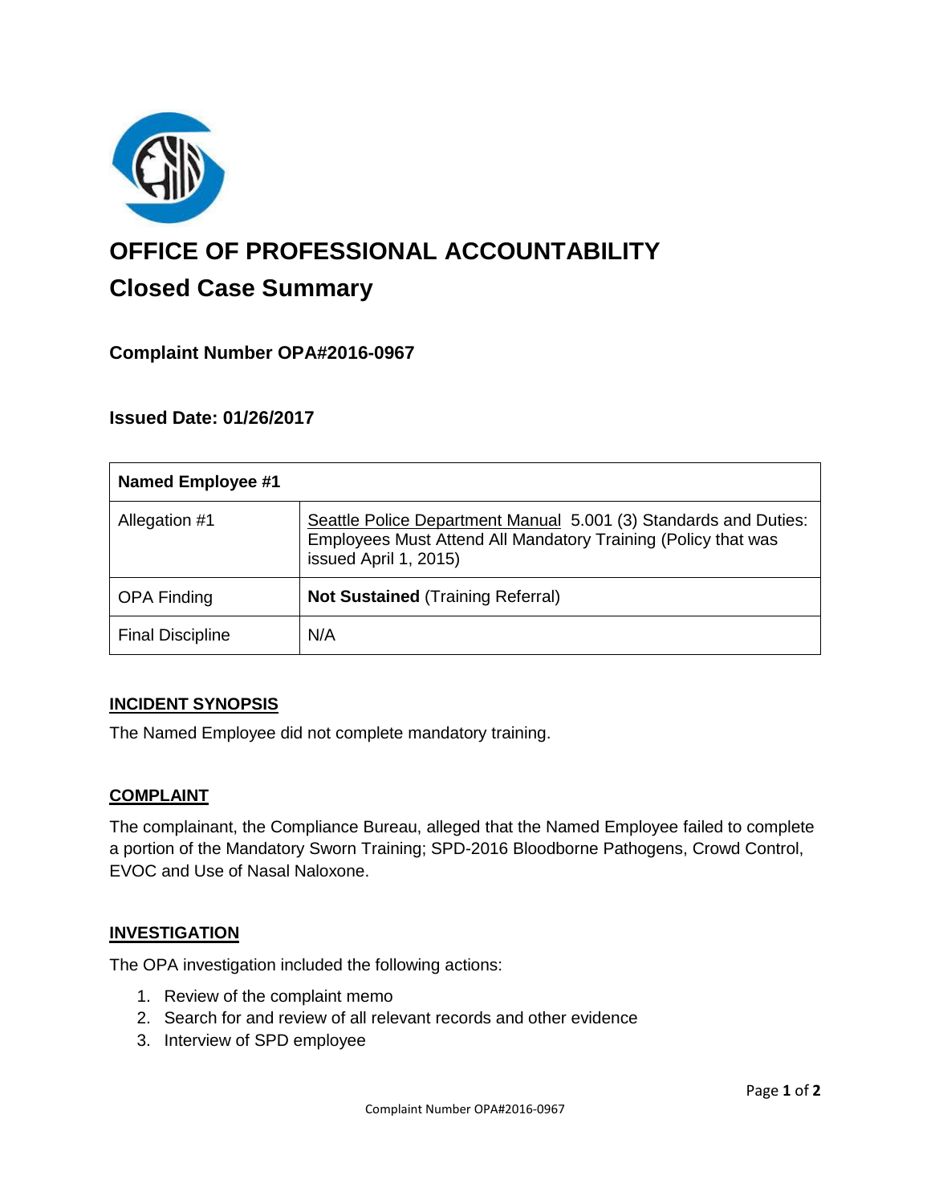# OFFICE OF PROFESSIONAL ACCOUNTABILITY

## Closed Case Summary

### Complaint Number OPA#2016-0967

### Issued Date: 01/26/2017

| Named Employee #1 | |
|---|---|
| Allegation #1 | Seattle Police Department Manual 5.001 (3) Standards and Duties: Employees Must Attend All Mandatory Training (Policy that was issued April 1, 2015) |
| OPA Finding | **Not Sustained** (Training Referral) |
| Final Discipline | N/A |

## INCIDENT SYNOPSIS

The Named Employee did not complete mandatory training.

## COMPLAINT

The complainant, the Compliance Bureau, alleged that the Named Employee failed to complete a portion of the Mandatory Sworn Training; SPD-2016 Bloodborne Pathogens, Crowd Control, EVOC and Use of Nasal Naloxone.

## INVESTIGATION

The OPA investigation included the following actions:

1. Review of the complaint memo
2. Search for and review of all relevant records and other evidence
3. Interview of SPD employee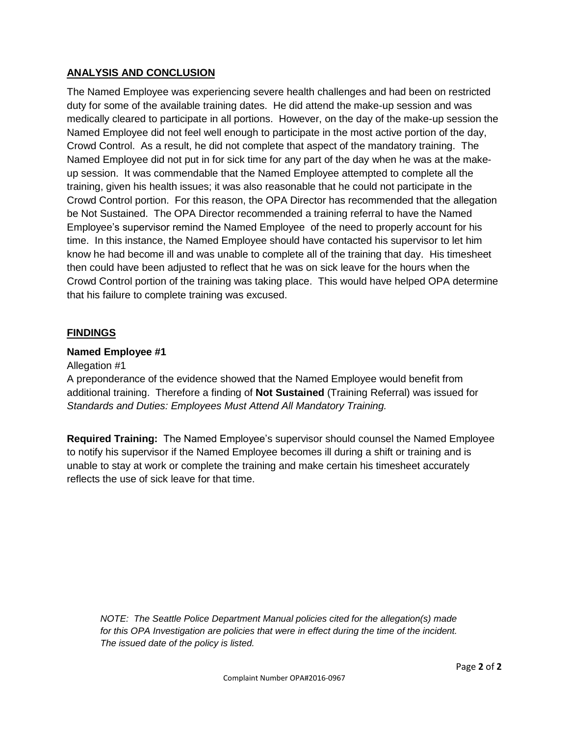## ANALYSIS AND CONCLUSION

The Named Employee was experiencing severe health challenges and had been on restricted duty for some of the available training dates. He did attend the make-up session and was medically cleared to participate in all portions. However, on the day of the make-up session the Named Employee did not feel well enough to participate in the most active portion of the day, Crowd Control. As a result, he did not complete that aspect of the mandatory training. The Named Employee did not put in for sick time for any part of the day when he was at the make-up session. It was commendable that the Named Employee attempted to complete all the training, given his health issues; it was also reasonable that he could not participate in the Crowd Control portion. For this reason, the OPA Director has recommended that the allegation be Not Sustained. The OPA Director recommended a training referral to have the Named Employee's supervisor remind the Named Employee of the need to properly account for his time. In this instance, the Named Employee should have contacted his supervisor to let him know he had become ill and was unable to complete all of the training that day. His timesheet then could have been adjusted to reflect that he was on sick leave for the hours when the Crowd Control portion of the training was taking place. This would have helped OPA determine that his failure to complete training was excused.

## FINDINGS

**Named Employee #1**

Allegation #1

A preponderance of the evidence showed that the Named Employee would benefit from additional training. Therefore a finding of **Not Sustained** (Training Referral) was issued for *Standards and Duties: Employees Must Attend All Mandatory Training.*

**Required Training:** The Named Employee's supervisor should counsel the Named Employee to notify his supervisor if the Named Employee becomes ill during a shift or training and is unable to stay at work or complete the training and make certain his timesheet accurately reflects the use of sick leave for that time.

*NOTE: The Seattle Police Department Manual policies cited for the allegation(s) made for this OPA Investigation are policies that were in effect during the time of the incident. The issued date of the policy is listed.*

Complaint Number OPA#2016-0967